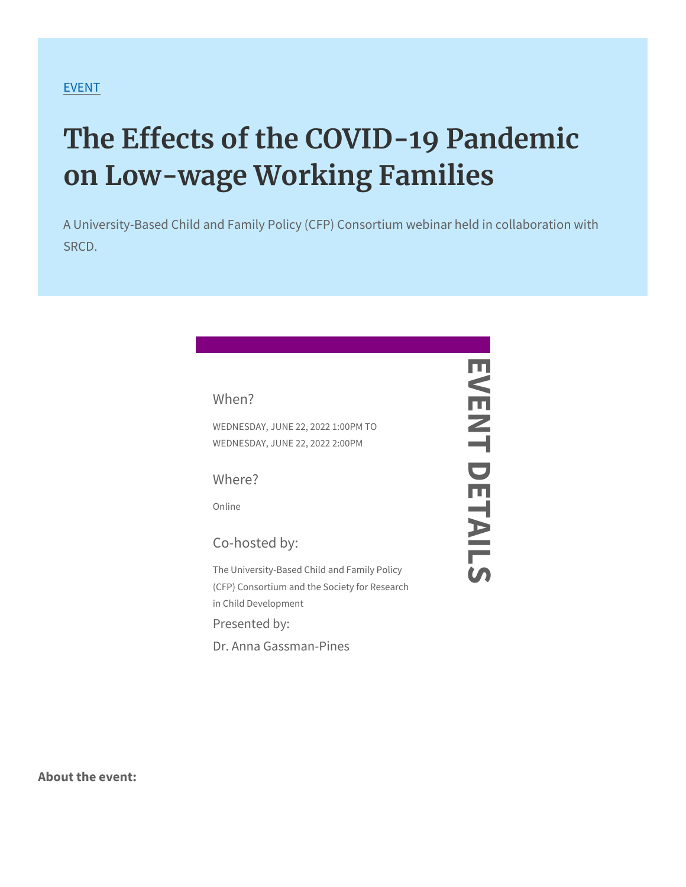EVENT

# The Effects of the COVID-19 Pandemic on Low-wage Working Families

A University-Based Child and Family Policy (CFP) Consortium webinar held in collaboration with SRCD.

## EVENT DETAILS

### When?

WEDNESDAY, JUNE 22, 2022 1:00PM TO WEDNESDAY, JUNE 22, 2022 2:00PM

### Where?

Online

### Co-hosted by:

The University-Based Child and Family Policy (CFP) Consortium and the Society for Research in Child Development

### Presented by:

Dr. Anna Gassman-Pines

**About the event:**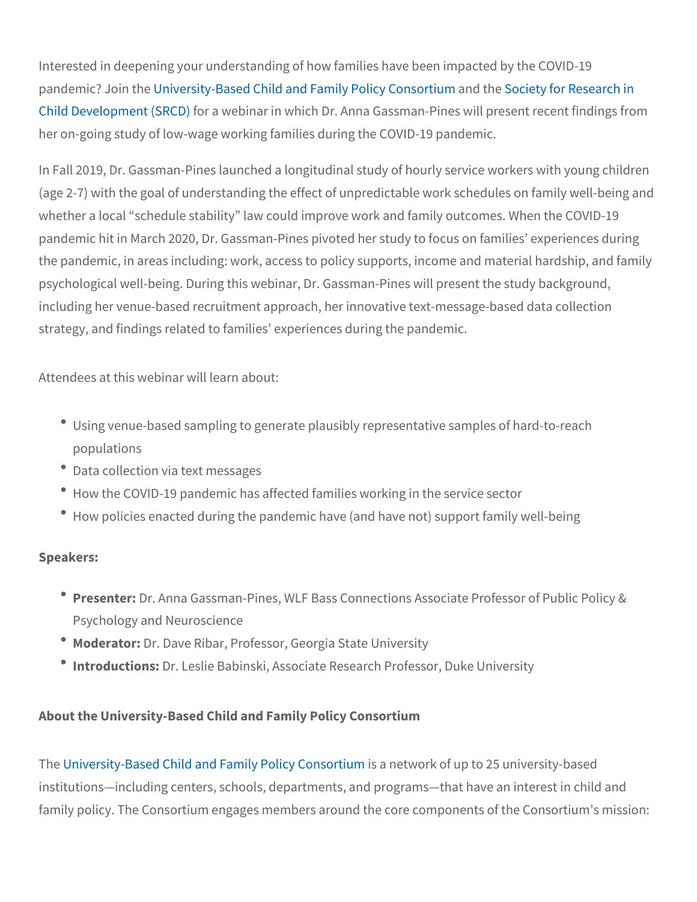Interested in deepening your understanding of how families have been impacted by the COVID-19 pandemic? Join the University-Based Child and Family Policy Consortium and the Society for Research in Child Development (SRCD) for a webinar in which Dr. Anna Gassman-Pines will present recent findings from her on-going study of low-wage working families during the COVID-19 pandemic.

In Fall 2019, Dr. Gassman-Pines launched a longitudinal study of hourly service workers with young children (age 2-7) with the goal of understanding the effect of unpredictable work schedules on family well-being and whether a local "schedule stability" law could improve work and family outcomes. When the COVID-19 pandemic hit in March 2020, Dr. Gassman-Pines pivoted her study to focus on families' experiences during the pandemic, in areas including: work, access to policy supports, income and material hardship, and family psychological well-being. During this webinar, Dr. Gassman-Pines will present the study background, including her venue-based recruitment approach, her innovative text-message-based data collection strategy, and findings related to families' experiences during the pandemic.

Attendees at this webinar will learn about:

- Using venue-based sampling to generate plausibly representative samples of hard-to-reach populations
- Data collection via text messages
- How the COVID-19 pandemic has affected families working in the service sector
- How policies enacted during the pandemic have (and have not) support family well-being

**Speakers:**

- **Presenter:** Dr. Anna Gassman-Pines, WLF Bass Connections Associate Professor of Public Policy & Psychology and Neuroscience
- **Moderator:** Dr. Dave Ribar, Professor, Georgia State University
- **Introductions:** Dr. Leslie Babinski, Associate Research Professor, Duke University

**About the University-Based Child and Family Policy Consortium**

The University-Based Child and Family Policy Consortium is a network of up to 25 university-based institutions—including centers, schools, departments, and programs—that have an interest in child and family policy. The Consortium engages members around the core components of the Consortium's mission: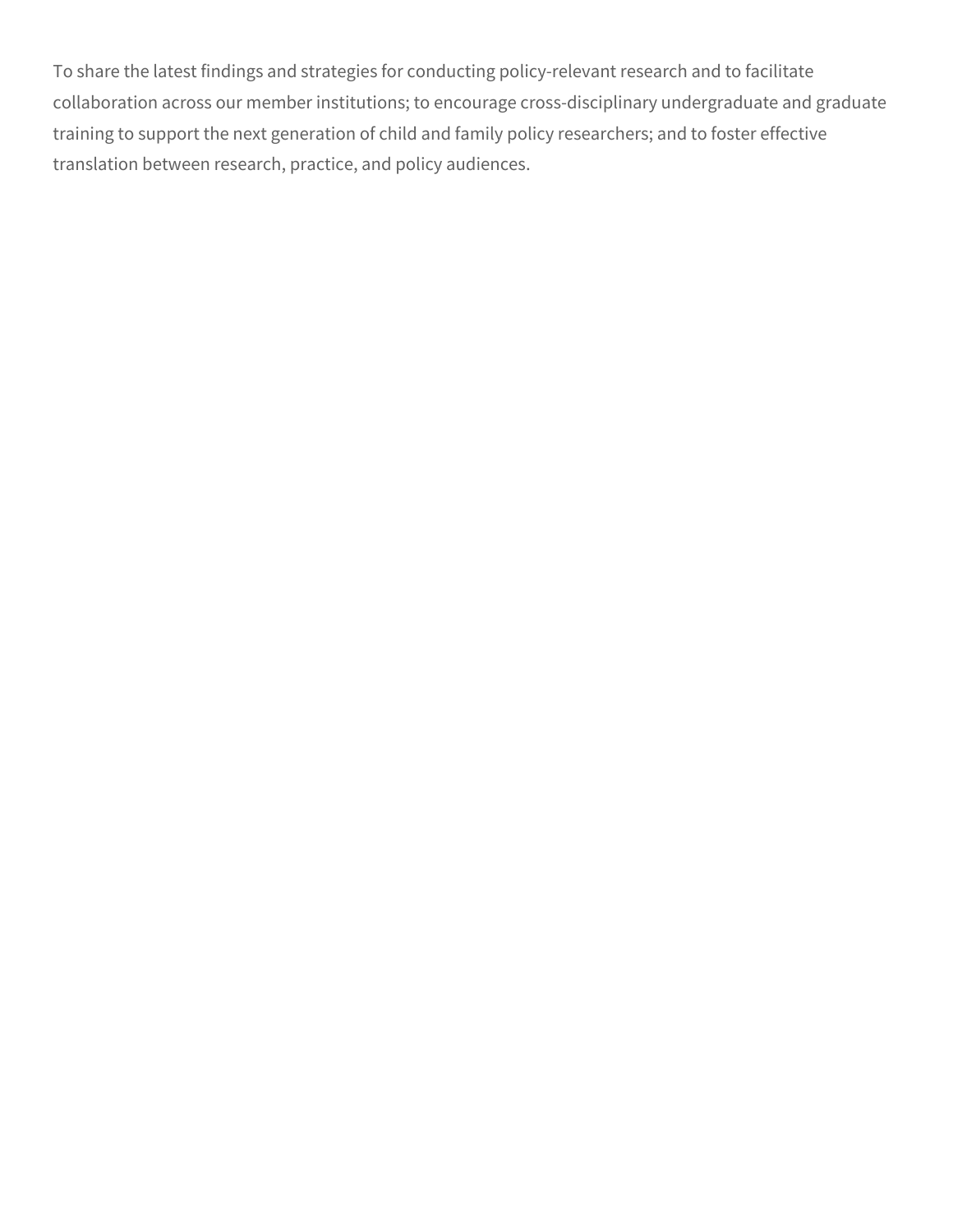To share the latest findings and strategies for conducting policy-relevant research and to facilitate collaboration across our member institutions; to encourage cross-disciplinary undergraduate and graduate training to support the next generation of child and family policy researchers; and to foster effective translation between research, practice, and policy audiences.